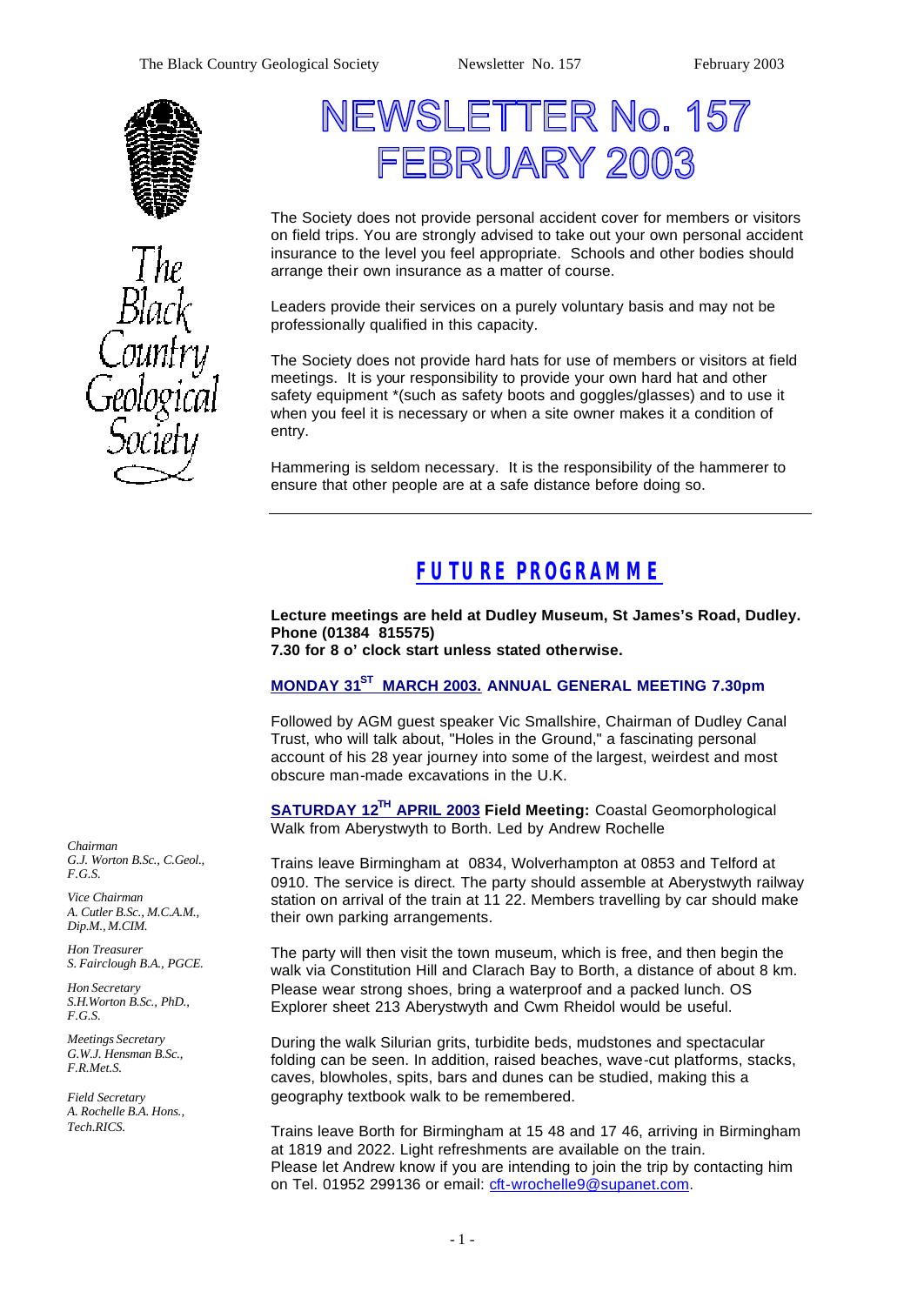# NEWSLETTER No. 157 FEBRUARY 2003

The Society does not provide personal accident cover for members or visitors on field trips. You are strongly advised to take out your own personal accident insurance to the level you feel appropriate. Schools and other bodies should arrange their own insurance as a matter of course.

Leaders provide their services on a purely voluntary basis and may not be professionally qualified in this capacity.

The Society does not provide hard hats for use of members or visitors at field meetings. It is your responsibility to provide your own hard hat and other safety equipment *(such as safety boots and goggles/glasses) and to use it when you feel it is necessary or when a site owner makes it a condition of entry.

Hammering is seldom necessary. It is the responsibility of the hammerer to ensure that other people are at a safe distance before doing so.

---

*Chairman*
*G.J. Worton B.Sc., C.Geol., F.G.S.*

*Vice Chairman*
*A. Cutler B.Sc., M.C.A.M., Dip.M., M.CIM.*

*Hon Treasurer*
*S. Fairclough B.A., PGCE.*

*Hon Secretary*
*S.H.Worton B.Sc., PhD., F.G.S.*

*Meetings Secretary*
*G.W.J. Hensman B.Sc., F.R.Met.S.*

*Field Secretary*
*A. Rochelle B.A. Hons., Tech.RICS.*

## FUTURE PROGRAMME

**Lecture meetings are held at Dudley Museum, St James's Road, Dudley. Phone (01384 815575)**
**7.30 for 8 o' clock start unless stated otherwise.**

**MONDAY 31ST MARCH 2003. ANNUAL GENERAL MEETING 7.30pm**

Followed by AGM guest speaker Vic Smallshire, Chairman of Dudley Canal Trust, who will talk about, "Holes in the Ground," a fascinating personal account of his 28 year journey into some of the largest, weirdest and most obscure man-made excavations in the U.K.

**SATURDAY 12TH APRIL 2003 Field Meeting:** Coastal Geomorphological Walk from Aberystwyth to Borth. Led by Andrew Rochelle

Trains leave Birmingham at 0834, Wolverhampton at 0853 and Telford at 0910. The service is direct. The party should assemble at Aberystwyth railway station on arrival of the train at 11 22. Members travelling by car should make their own parking arrangements.

The party will then visit the town museum, which is free, and then begin the walk via Constitution Hill and Clarach Bay to Borth, a distance of about 8 km. Please wear strong shoes, bring a waterproof and a packed lunch. OS Explorer sheet 213 Aberystwyth and Cwm Rheidol would be useful.

During the walk Silurian grits, turbidite beds, mudstones and spectacular folding can be seen. In addition, raised beaches, wave-cut platforms, stacks, caves, blowholes, spits, bars and dunes can be studied, making this a geography textbook walk to be remembered.

Trains leave Borth for Birmingham at 15 48 and 17 46, arriving in Birmingham at 1819 and 2022. Light refreshments are available on the train.
Please let Andrew know if you are intending to join the trip by contacting him on Tel. 01952 299136 or email: cft-wrochelle9@supanet.com.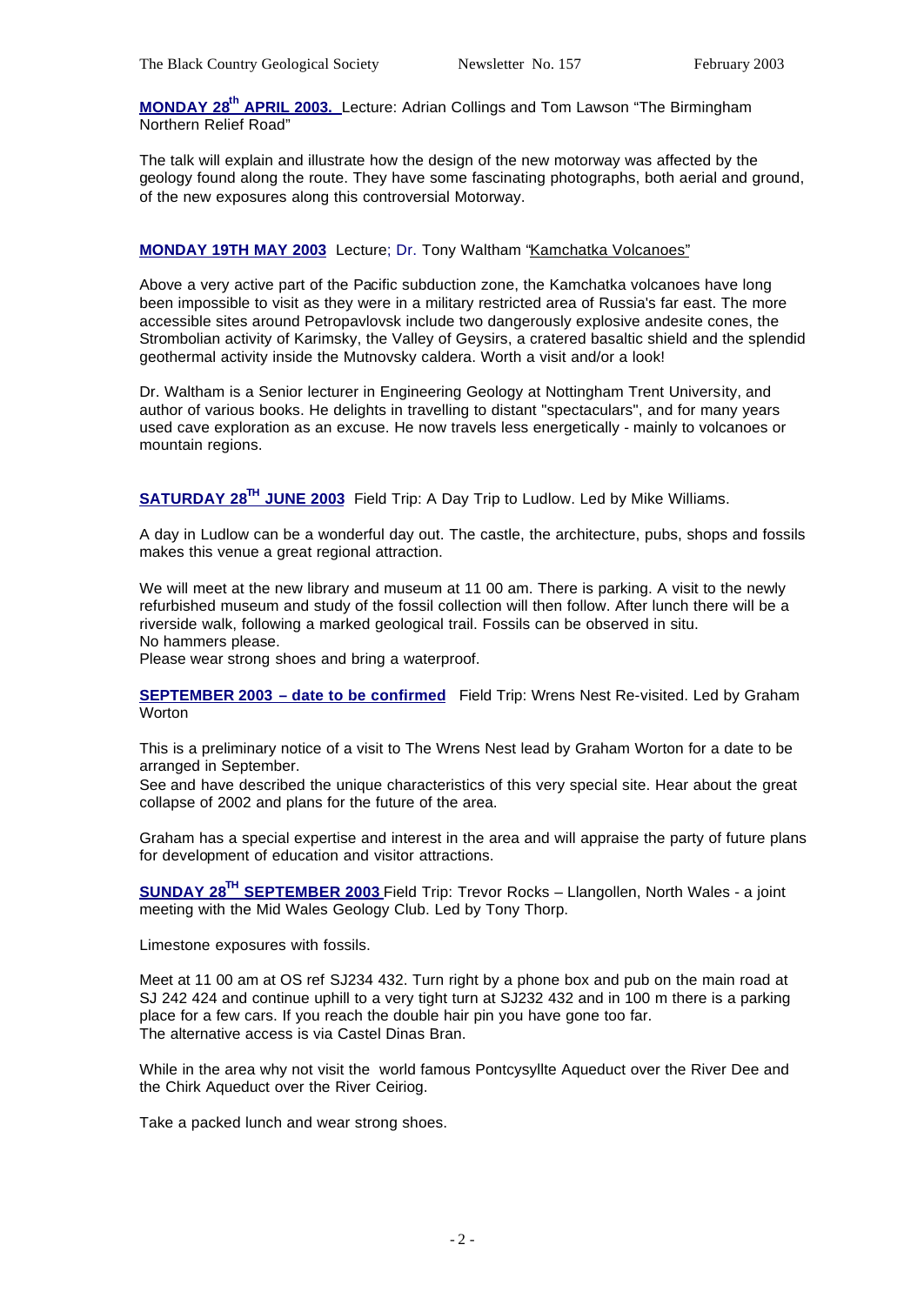**MONDAY 28th APRIL 2003.** Lecture: Adrian Collings and Tom Lawson "The Birmingham Northern Relief Road"

The talk will explain and illustrate how the design of the new motorway was affected by the geology found along the route. They have some fascinating photographs, both aerial and ground, of the new exposures along this controversial Motorway.

**MONDAY 19TH MAY 2003** Lecture; Dr. Tony Waltham "Kamchatka Volcanoes"

Above a very active part of the Pacific subduction zone, the Kamchatka volcanoes have long been impossible to visit as they were in a military restricted area of Russia's far east. The more accessible sites around Petropavlovsk include two dangerously explosive andesite cones, the Strombolian activity of Karimsky, the Valley of Geysirs, a cratered basaltic shield and the splendid geothermal activity inside the Mutnovsky caldera. Worth a visit and/or a look!

Dr. Waltham is a Senior lecturer in Engineering Geology at Nottingham Trent University, and author of various books. He delights in travelling to distant "spectaculars", and for many years used cave exploration as an excuse. He now travels less energetically - mainly to volcanoes or mountain regions.

**SATURDAY 28TH JUNE 2003** Field Trip: A Day Trip to Ludlow. Led by Mike Williams.

A day in Ludlow can be a wonderful day out. The castle, the architecture, pubs, shops and fossils makes this venue a great regional attraction.

We will meet at the new library and museum at 11 00 am. There is parking. A visit to the newly refurbished museum and study of the fossil collection will then follow. After lunch there will be a riverside walk, following a marked geological trail. Fossils can be observed in situ.
No hammers please.
Please wear strong shoes and bring a waterproof.

**SEPTEMBER 2003 – date to be confirmed** Field Trip: Wrens Nest Re-visited. Led by Graham Worton

This is a preliminary notice of a visit to The Wrens Nest lead by Graham Worton for a date to be arranged in September.
See and have described the unique characteristics of this very special site. Hear about the great collapse of 2002 and plans for the future of the area.

Graham has a special expertise and interest in the area and will appraise the party of future plans for development of education and visitor attractions.

**SUNDAY 28TH SEPTEMBER 2003** Field Trip: Trevor Rocks – Llangollen, North Wales - a joint meeting with the Mid Wales Geology Club. Led by Tony Thorp.

Limestone exposures with fossils.

Meet at 11 00 am at OS ref SJ234 432. Turn right by a phone box and pub on the main road at SJ 242 424 and continue uphill to a very tight turn at SJ232 432 and in 100 m there is a parking place for a few cars. If you reach the double hair pin you have gone too far.
The alternative access is via Castel Dinas Bran.

While in the area why not visit the world famous Pontcysyllte Aqueduct over the River Dee and the Chirk Aqueduct over the River Ceiriog.

Take a packed lunch and wear strong shoes.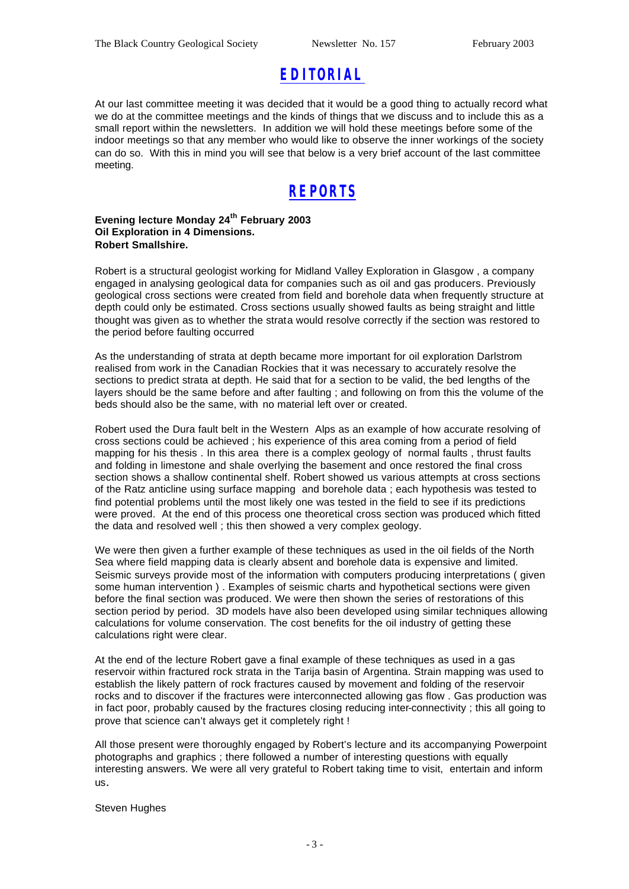# EDITORIAL

At our last committee meeting it was decided that it would be a good thing to actually record what we do at the committee meetings and the kinds of things that we discuss and to include this as a small report within the newsletters. In addition we will hold these meetings before some of the indoor meetings so that any member who would like to observe the inner workings of the society can do so. With this in mind you will see that below is a very brief account of the last committee meeting.

# REPORTS

**Evening lecture Monday 24th February 2003**
**Oil Exploration in 4 Dimensions.**
**Robert Smallshire.**

Robert is a structural geologist working for Midland Valley Exploration in Glasgow , a company engaged in analysing geological data for companies such as oil and gas producers. Previously geological cross sections were created from field and borehole data when frequently structure at depth could only be estimated. Cross sections usually showed faults as being straight and little thought was given as to whether the strata would resolve correctly if the section was restored to the period before faulting occurred

As the understanding of strata at depth became more important for oil exploration Darlstrom realised from work in the Canadian Rockies that it was necessary to accurately resolve the sections to predict strata at depth. He said that for a section to be valid, the bed lengths of the layers should be the same before and after faulting ; and following on from this the volume of the beds should also be the same, with no material left over or created.

Robert used the Dura fault belt in the Western Alps as an example of how accurate resolving of cross sections could be achieved ; his experience of this area coming from a period of field mapping for his thesis . In this area there is a complex geology of normal faults , thrust faults and folding in limestone and shale overlying the basement and once restored the final cross section shows a shallow continental shelf. Robert showed us various attempts at cross sections of the Ratz anticline using surface mapping and borehole data ; each hypothesis was tested to find potential problems until the most likely one was tested in the field to see if its predictions were proved. At the end of this process one theoretical cross section was produced which fitted the data and resolved well ; this then showed a very complex geology.

We were then given a further example of these techniques as used in the oil fields of the North Sea where field mapping data is clearly absent and borehole data is expensive and limited. Seismic surveys provide most of the information with computers producing interpretations ( given some human intervention ) . Examples of seismic charts and hypothetical sections were given before the final section was produced. We were then shown the series of restorations of this section period by period. 3D models have also been developed using similar techniques allowing calculations for volume conservation. The cost benefits for the oil industry of getting these calculations right were clear.

At the end of the lecture Robert gave a final example of these techniques as used in a gas reservoir within fractured rock strata in the Tarija basin of Argentina. Strain mapping was used to establish the likely pattern of rock fractures caused by movement and folding of the reservoir rocks and to discover if the fractures were interconnected allowing gas flow . Gas production was in fact poor, probably caused by the fractures closing reducing inter-connectivity ; this all going to prove that science can't always get it completely right !

All those present were thoroughly engaged by Robert's lecture and its accompanying Powerpoint photographs and graphics ; there followed a number of interesting questions with equally interesting answers. We were all very grateful to Robert taking time to visit, entertain and inform us.

Steven Hughes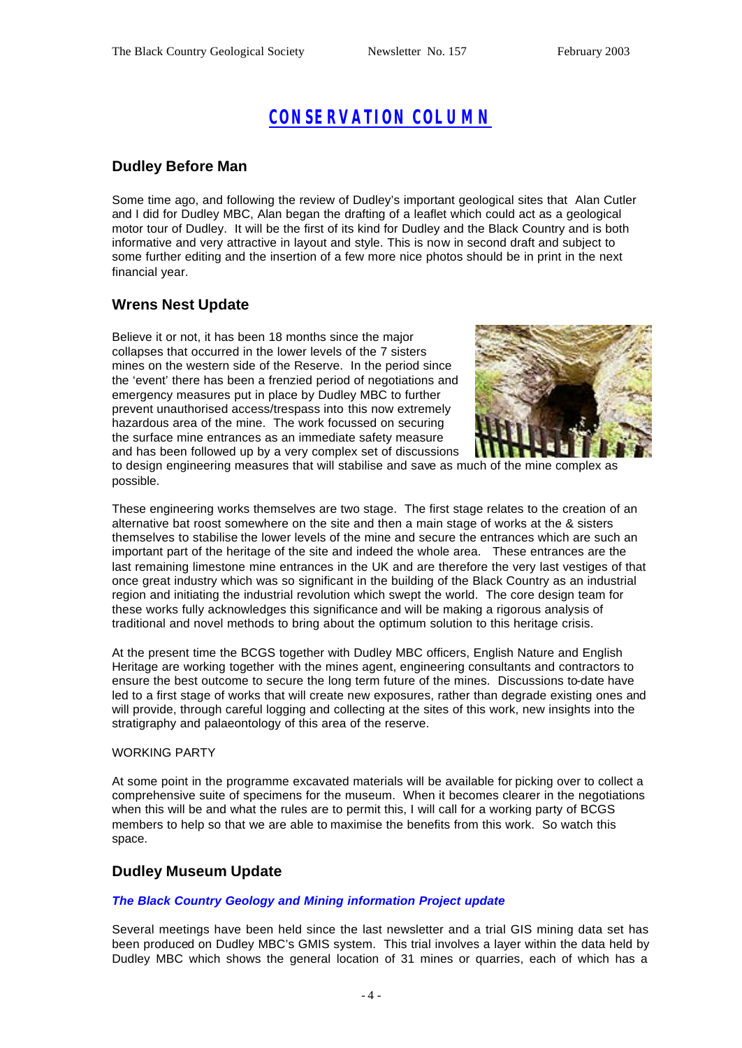# CONSERVATION COLUMN

## Dudley Before Man

Some time ago, and following the review of Dudley's important geological sites that Alan Cutler and I did for Dudley MBC, Alan began the drafting of a leaflet which could act as a geological motor tour of Dudley. It will be the first of its kind for Dudley and the Black Country and is both informative and very attractive in layout and style. This is now in second draft and subject to some further editing and the insertion of a few more nice photos should be in print in the next financial year.

## Wrens Nest Update

Believe it or not, it has been 18 months since the major collapses that occurred in the lower levels of the 7 sisters mines on the western side of the Reserve. In the period since the 'event' there has been a frenzied period of negotiations and emergency measures put in place by Dudley MBC to further prevent unauthorised access/trespass into this now extremely hazardous area of the mine. The work focussed on securing the surface mine entrances as an immediate safety measure and has been followed up by a very complex set of discussions to design engineering measures that will stabilise and save as much of the mine complex as possible.

These engineering works themselves are two stage. The first stage relates to the creation of an alternative bat roost somewhere on the site and then a main stage of works at the & sisters themselves to stabilise the lower levels of the mine and secure the entrances which are such an important part of the heritage of the site and indeed the whole area. These entrances are the last remaining limestone mine entrances in the UK and are therefore the very last vestiges of that once great industry which was so significant in the building of the Black Country as an industrial region and initiating the industrial revolution which swept the world. The core design team for these works fully acknowledges this significance and will be making a rigorous analysis of traditional and novel methods to bring about the optimum solution to this heritage crisis.

At the present time the BCGS together with Dudley MBC officers, English Nature and English Heritage are working together with the mines agent, engineering consultants and contractors to ensure the best outcome to secure the long term future of the mines. Discussions to-date have led to a first stage of works that will create new exposures, rather than degrade existing ones and will provide, through careful logging and collecting at the sites of this work, new insights into the stratigraphy and palaeontology of this area of the reserve.

WORKING PARTY

At some point in the programme excavated materials will be available for picking over to collect a comprehensive suite of specimens for the museum. When it becomes clearer in the negotiations when this will be and what the rules are to permit this, I will call for a working party of BCGS members to help so that we are able to maximise the benefits from this work. So watch this space.

## Dudley Museum Update

### *The Black Country Geology and Mining information Project update*

Several meetings have been held since the last newsletter and a trial GIS mining data set has been produced on Dudley MBC's GMIS system. This trial involves a layer within the data held by Dudley MBC which shows the general location of 31 mines or quarries, each of which has a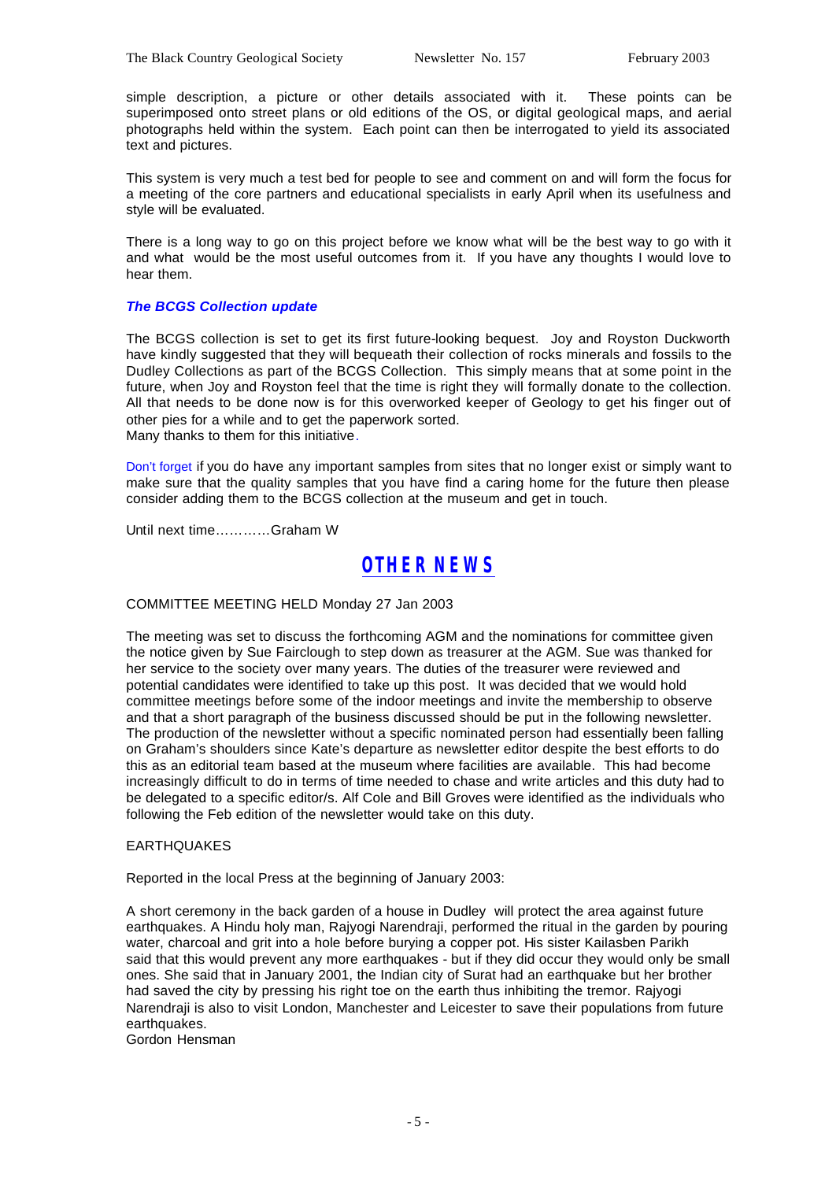simple description, a picture or other details associated with it. These points can be superimposed onto street plans or old editions of the OS, or digital geological maps, and aerial photographs held within the system. Each point can then be interrogated to yield its associated text and pictures.

This system is very much a test bed for people to see and comment on and will form the focus for a meeting of the core partners and educational specialists in early April when its usefulness and style will be evaluated.

There is a long way to go on this project before we know what will be the best way to go with it and what would be the most useful outcomes from it. If you have any thoughts I would love to hear them.

### *The BCGS Collection update*

The BCGS collection is set to get its first future-looking bequest. Joy and Royston Duckworth have kindly suggested that they will bequeath their collection of rocks minerals and fossils to the Dudley Collections as part of the BCGS Collection. This simply means that at some point in the future, when Joy and Royston feel that the time is right they will formally donate to the collection. All that needs to be done now is for this overworked keeper of Geology to get his finger out of other pies for a while and to get the paperwork sorted.
Many thanks to them for this initiative.

Don't forget if you do have any important samples from sites that no longer exist or simply want to make sure that the quality samples that you have find a caring home for the future then please consider adding them to the BCGS collection at the museum and get in touch.

Until next time…………Graham W

## OTHER NEWS

COMMITTEE MEETING HELD Monday 27 Jan 2003

The meeting was set to discuss the forthcoming AGM and the nominations for committee given the notice given by Sue Fairclough to step down as treasurer at the AGM. Sue was thanked for her service to the society over many years. The duties of the treasurer were reviewed and potential candidates were identified to take up this post. It was decided that we would hold committee meetings before some of the indoor meetings and invite the membership to observe and that a short paragraph of the business discussed should be put in the following newsletter. The production of the newsletter without a specific nominated person had essentially been falling on Graham's shoulders since Kate's departure as newsletter editor despite the best efforts to do this as an editorial team based at the museum where facilities are available. This had become increasingly difficult to do in terms of time needed to chase and write articles and this duty had to be delegated to a specific editor/s. Alf Cole and Bill Groves were identified as the individuals who following the Feb edition of the newsletter would take on this duty.

EARTHQUAKES

Reported in the local Press at the beginning of January 2003:

A short ceremony in the back garden of a house in Dudley will protect the area against future earthquakes. A Hindu holy man, Rajyogi Narendraji, performed the ritual in the garden by pouring water, charcoal and grit into a hole before burying a copper pot. His sister Kailasben Parikh said that this would prevent any more earthquakes - but if they did occur they would only be small ones. She said that in January 2001, the Indian city of Surat had an earthquake but her brother had saved the city by pressing his right toe on the earth thus inhibiting the tremor. Rajyogi Narendraji is also to visit London, Manchester and Leicester to save their populations from future earthquakes.
Gordon Hensman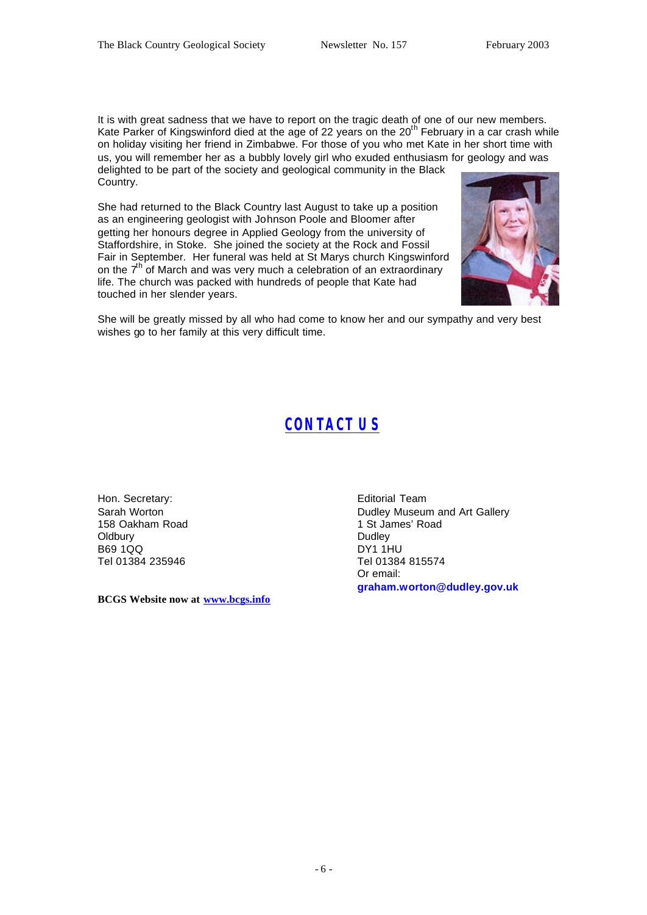It is with great sadness that we have to report on the tragic death of one of our new members. Kate Parker of Kingswinford died at the age of 22 years on the 20th February in a car crash while on holiday visiting her friend in Zimbabwe. For those of you who met Kate in her short time with us, you will remember her as a bubbly lovely girl who exuded enthusiasm for geology and was delighted to be part of the society and geological community in the Black Country.

She had returned to the Black Country last August to take up a position as an engineering geologist with Johnson Poole and Bloomer after getting her honours degree in Applied Geology from the university of Staffordshire, in Stoke. She joined the society at the Rock and Fossil Fair in September. Her funeral was held at St Marys church Kingswinford on the 7th of March and was very much a celebration of an extraordinary life. The church was packed with hundreds of people that Kate had touched in her slender years.

She will be greatly missed by all who had come to know her and our sympathy and very best wishes go to her family at this very difficult time.

## CONTACT US

Hon. Secretary:
Sarah Worton
158 Oakham Road
Oldbury
B69 1QQ
Tel 01384 235946

Editorial Team
Dudley Museum and Art Gallery
1 St James' Road
Dudley
DY1 1HU
Tel 01384 815574
Or email:
**graham.worton@dudley.gov.uk**

**BCGS Website now at [www.bcgs.info](www.bcgs.info)**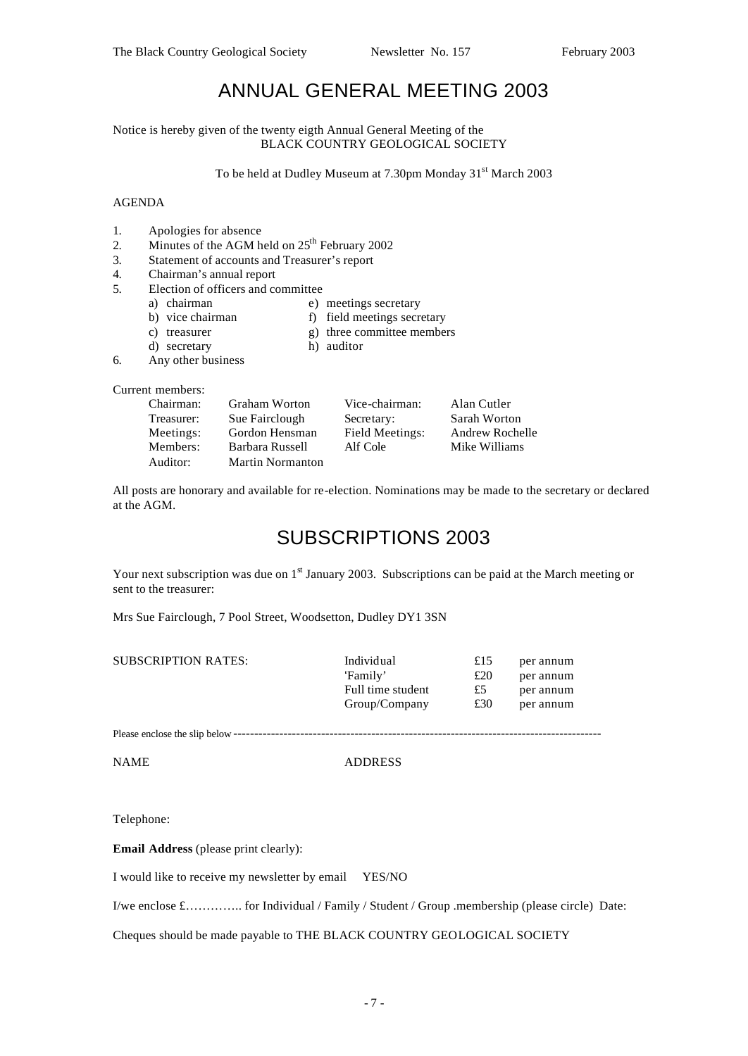# ANNUAL GENERAL MEETING 2003

Notice is hereby given of the twenty eigth Annual General Meeting of the BLACK COUNTRY GEOLOGICAL SOCIETY

To be held at Dudley Museum at 7.30pm Monday 31st March 2003

AGENDA

1. Apologies for absence
2. Minutes of the AGM held on 25th February 2002
3. Statement of accounts and Treasurer's report
4. Chairman's annual report
5. Election of officers and committee
   - a) chairman
   - b) vice chairman
   - c) treasurer
   - d) secretary
   - e) meetings secretary
   - f) field meetings secretary
   - g) three committee members
   - h) auditor
6. Any other business

Current members:

| | | | |
|---|---|---|---|
| Chairman: | Graham Worton | Vice-chairman: | Alan Cutler |
| Treasurer: | Sue Fairclough | Secretary: | Sarah Worton |
| Meetings: | Gordon Hensman | Field Meetings: | Andrew Rochelle |
| Members: | Barbara Russell | Alf Cole | Mike Williams |
| Auditor: | Martin Normanton | | |

All posts are honorary and available for re-election. Nominations may be made to the secretary or declared at the AGM.

# SUBSCRIPTIONS 2003

Your next subscription was due on 1st January 2003. Subscriptions can be paid at the March meeting or sent to the treasurer:

Mrs Sue Fairclough, 7 Pool Street, Woodsetton, Dudley DY1 3SN

SUBSCRIPTION RATES:

| | | |
|---|---|---|
| Individual | £15 | per annum |
| 'Family' | £20 | per annum |
| Full time student | £5 | per annum |
| Group/Company | £30 | per annum |

Please enclose the slip below ------------------------------------------------------------------------------------------

NAME ADDRESS

Telephone:

**Email Address** (please print clearly):

I would like to receive my newsletter by email YES/NO

I/we enclose £………….. for Individual / Family / Student / Group .membership (please circle) Date:

Cheques should be made payable to THE BLACK COUNTRY GEOLOGICAL SOCIETY